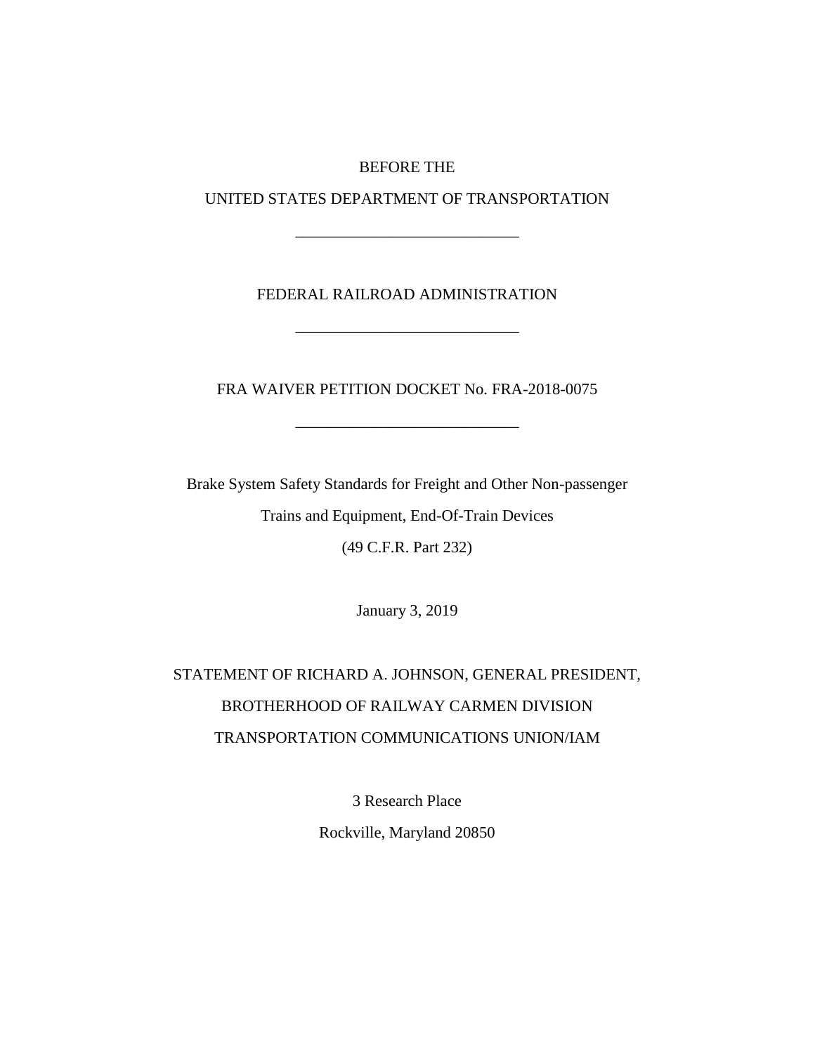BEFORE THE

UNITED STATES DEPARTMENT OF TRANSPORTATION

---

FEDERAL RAILROAD ADMINISTRATION

---

FRA WAIVER PETITION DOCKET No. FRA-2018-0075

---

Brake System Safety Standards for Freight and Other Non-passenger Trains and Equipment, End-Of-Train Devices

(49 C.F.R. Part 232)

January 3, 2019

STATEMENT OF RICHARD A. JOHNSON, GENERAL PRESIDENT,

BROTHERHOOD OF RAILWAY CARMEN DIVISION

TRANSPORTATION COMMUNICATIONS UNION/IAM

3 Research Place

Rockville, Maryland 20850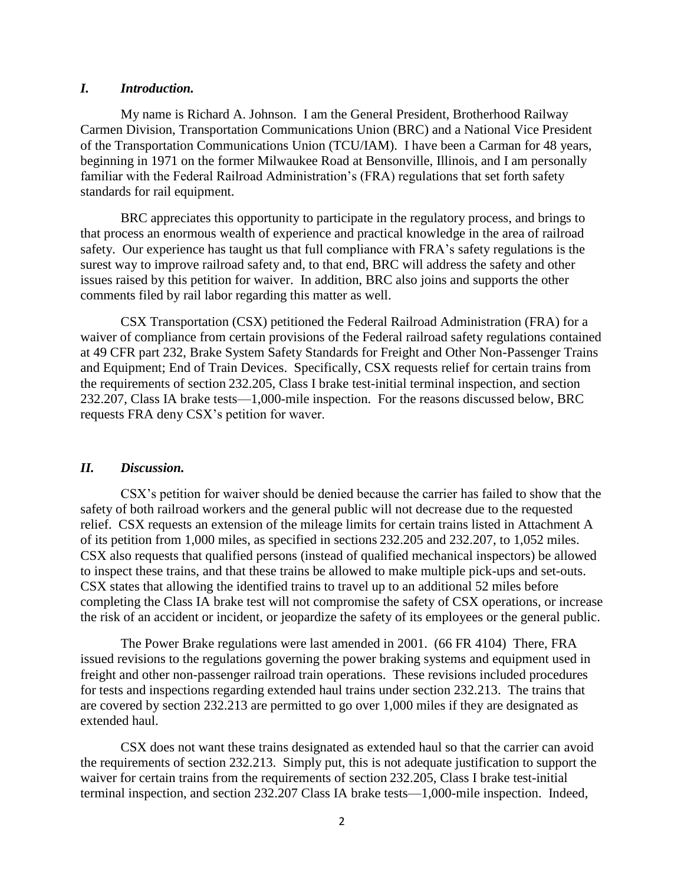## *I. Introduction.*

My name is Richard A. Johnson. I am the General President, Brotherhood Railway Carmen Division, Transportation Communications Union (BRC) and a National Vice President of the Transportation Communications Union (TCU/IAM). I have been a Carman for 48 years, beginning in 1971 on the former Milwaukee Road at Bensonville, Illinois, and I am personally familiar with the Federal Railroad Administration's (FRA) regulations that set forth safety standards for rail equipment.

BRC appreciates this opportunity to participate in the regulatory process, and brings to that process an enormous wealth of experience and practical knowledge in the area of railroad safety. Our experience has taught us that full compliance with FRA's safety regulations is the surest way to improve railroad safety and, to that end, BRC will address the safety and other issues raised by this petition for waiver. In addition, BRC also joins and supports the other comments filed by rail labor regarding this matter as well.

CSX Transportation (CSX) petitioned the Federal Railroad Administration (FRA) for a waiver of compliance from certain provisions of the Federal railroad safety regulations contained at 49 CFR part 232, Brake System Safety Standards for Freight and Other Non-Passenger Trains and Equipment; End of Train Devices. Specifically, CSX requests relief for certain trains from the requirements of section 232.205, Class I brake test-initial terminal inspection, and section 232.207, Class IA brake tests—1,000-mile inspection. For the reasons discussed below, BRC requests FRA deny CSX's petition for waver.

## *II. Discussion.*

CSX's petition for waiver should be denied because the carrier has failed to show that the safety of both railroad workers and the general public will not decrease due to the requested relief. CSX requests an extension of the mileage limits for certain trains listed in Attachment A of its petition from 1,000 miles, as specified in sections 232.205 and 232.207, to 1,052 miles. CSX also requests that qualified persons (instead of qualified mechanical inspectors) be allowed to inspect these trains, and that these trains be allowed to make multiple pick-ups and set-outs. CSX states that allowing the identified trains to travel up to an additional 52 miles before completing the Class IA brake test will not compromise the safety of CSX operations, or increase the risk of an accident or incident, or jeopardize the safety of its employees or the general public.

The Power Brake regulations were last amended in 2001. (66 FR 4104) There, FRA issued revisions to the regulations governing the power braking systems and equipment used in freight and other non-passenger railroad train operations. These revisions included procedures for tests and inspections regarding extended haul trains under section 232.213. The trains that are covered by section 232.213 are permitted to go over 1,000 miles if they are designated as extended haul.

CSX does not want these trains designated as extended haul so that the carrier can avoid the requirements of section 232.213. Simply put, this is not adequate justification to support the waiver for certain trains from the requirements of section 232.205, Class I brake test-initial terminal inspection, and section 232.207 Class IA brake tests—1,000-mile inspection. Indeed,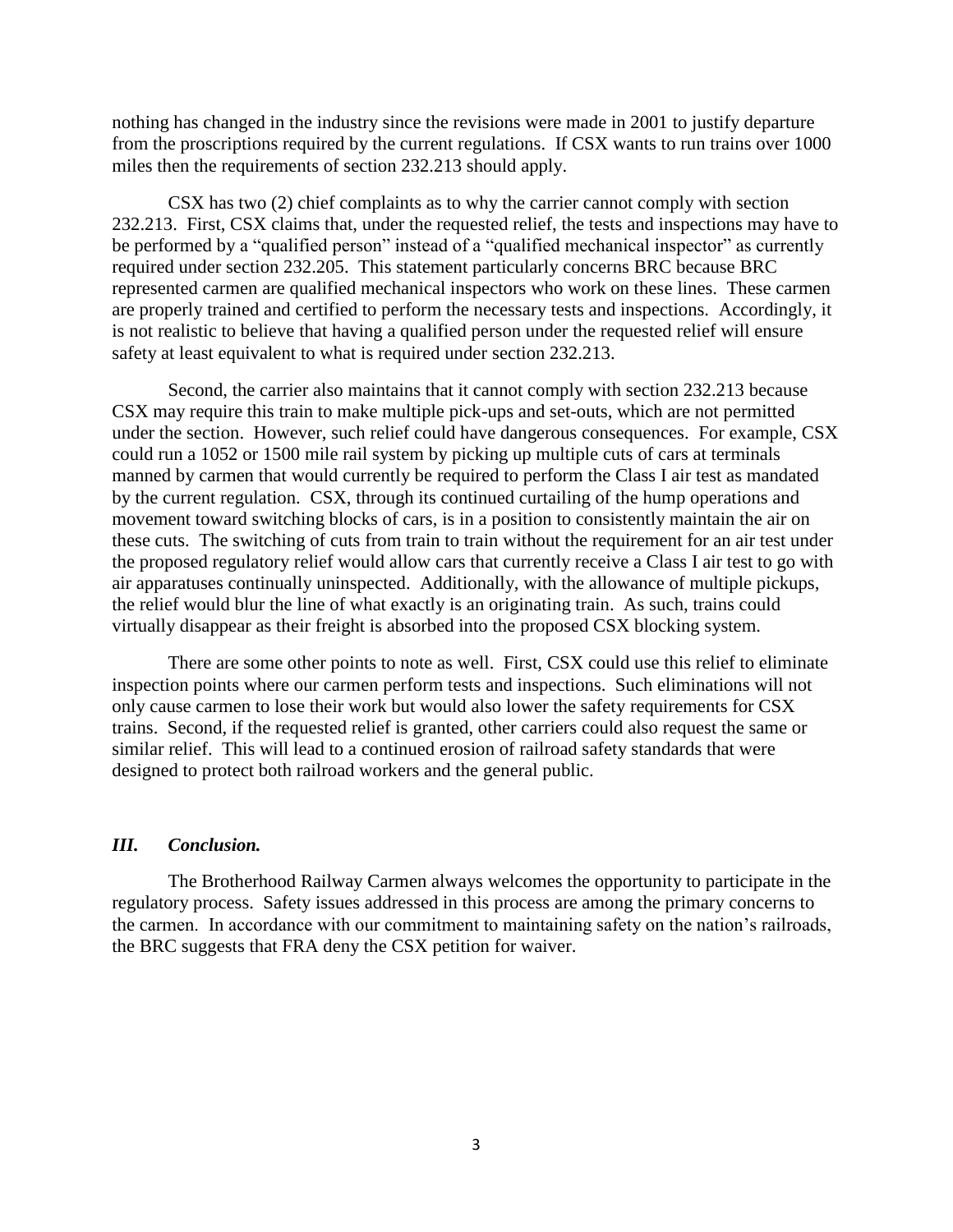nothing has changed in the industry since the revisions were made in 2001 to justify departure from the proscriptions required by the current regulations. If CSX wants to run trains over 1000 miles then the requirements of section 232.213 should apply.

CSX has two (2) chief complaints as to why the carrier cannot comply with section 232.213. First, CSX claims that, under the requested relief, the tests and inspections may have to be performed by a "qualified person" instead of a "qualified mechanical inspector" as currently required under section 232.205. This statement particularly concerns BRC because BRC represented carmen are qualified mechanical inspectors who work on these lines. These carmen are properly trained and certified to perform the necessary tests and inspections. Accordingly, it is not realistic to believe that having a qualified person under the requested relief will ensure safety at least equivalent to what is required under section 232.213.

Second, the carrier also maintains that it cannot comply with section 232.213 because CSX may require this train to make multiple pick-ups and set-outs, which are not permitted under the section. However, such relief could have dangerous consequences. For example, CSX could run a 1052 or 1500 mile rail system by picking up multiple cuts of cars at terminals manned by carmen that would currently be required to perform the Class I air test as mandated by the current regulation. CSX, through its continued curtailing of the hump operations and movement toward switching blocks of cars, is in a position to consistently maintain the air on these cuts. The switching of cuts from train to train without the requirement for an air test under the proposed regulatory relief would allow cars that currently receive a Class I air test to go with air apparatuses continually uninspected. Additionally, with the allowance of multiple pickups, the relief would blur the line of what exactly is an originating train. As such, trains could virtually disappear as their freight is absorbed into the proposed CSX blocking system.

There are some other points to note as well. First, CSX could use this relief to eliminate inspection points where our carmen perform tests and inspections. Such eliminations will not only cause carmen to lose their work but would also lower the safety requirements for CSX trains. Second, if the requested relief is granted, other carriers could also request the same or similar relief. This will lead to a continued erosion of railroad safety standards that were designed to protect both railroad workers and the general public.

## *III. Conclusion.*

The Brotherhood Railway Carmen always welcomes the opportunity to participate in the regulatory process. Safety issues addressed in this process are among the primary concerns to the carmen. In accordance with our commitment to maintaining safety on the nation's railroads, the BRC suggests that FRA deny the CSX petition for waiver.